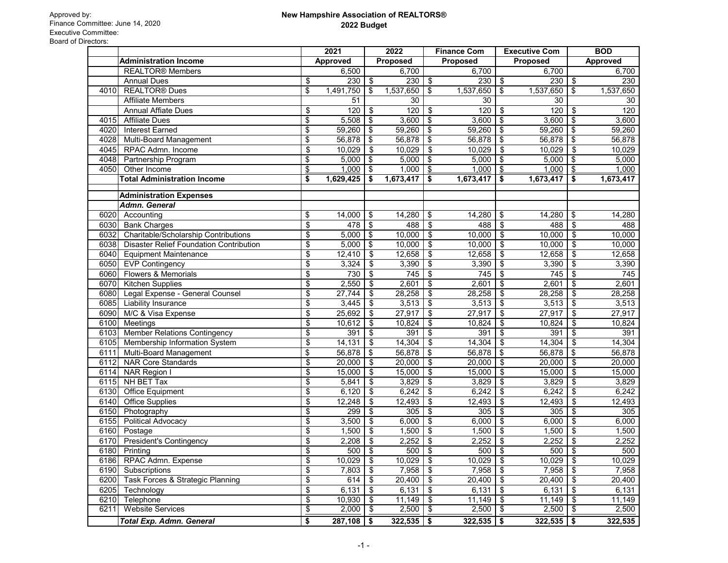Approved by:
Finance Committee: June 14, 2020
Executive Committee:
Board of Directors:

# New Hampshire Association of REALTORS®
## 2022 Budget

| | | 2021 | 2022 | Finance Com | Executive Com | BOD |
|---|---|---|---|---|---|---|
| | **Administration Income** | **Approved** | **Proposed** | **Proposed** | **Proposed** | **Approved** |
| | REALTOR® Members | 6,500 | 6,700 | 6,700 | 6,700 | 6,700 |
| | Annual Dues | $ 230 | $ 230 | $ 230 | $ 230 | $ 230 |
| 4010 | REALTOR® Dues | $ 1,491,750 | $ 1,537,650 | $ 1,537,650 | $ 1,537,650 | $ 1,537,650 |
| | Affiliate Members | 51 | 30 | 30 | 30 | 30 |
| | Annual Affiate Dues | $ 120 | $ 120 | $ 120 | $ 120 | $ 120 |
| 4015 | Affiliate Dues | $ 5,508 | $ 3,600 | $ 3,600 | $ 3,600 | $ 3,600 |
| 4020 | Interest Earned | $ 59,260 | $ 59,260 | $ 59,260 | $ 59,260 | $ 59,260 |
| 4028 | Multi-Board Management | $ 56,878 | $ 56,878 | $ 56,878 | $ 56,878 | $ 56,878 |
| 4045 | RPAC Admn. Income | $ 10,029 | $ 10,029 | $ 10,029 | $ 10,029 | $ 10,029 |
| 4048 | Partnership Program | $ 5,000 | $ 5,000 | $ 5,000 | $ 5,000 | $ 5,000 |
| 4050 | Other Income | $ 1,000 | $ 1,000 | $ 1,000 | $ 1,000 | $ 1,000 |
| | **Total Administration Income** | **$ 1,629,425** | **$ 1,673,417** | **$ 1,673,417** | **$ 1,673,417** | **$ 1,673,417** |
| | | | | | | |
| | **Administration Expenses** | | | | | |
| | ***Admn. General*** | | | | | |
| 6020 | Accounting | $ 14,000 | $ 14,280 | $ 14,280 | $ 14,280 | $ 14,280 |
| 6030 | Bank Charges | $ 478 | $ 488 | $ 488 | $ 488 | $ 488 |
| 6032 | Charitable/Scholarship Contributions | $ 5,000 | $ 10,000 | $ 10,000 | $ 10,000 | $ 10,000 |
| 6038 | Disaster Relief Foundation Contribution | $ 5,000 | $ 10,000 | $ 10,000 | $ 10,000 | $ 10,000 |
| 6040 | Equipment Maintenance | $ 12,410 | $ 12,658 | $ 12,658 | $ 12,658 | $ 12,658 |
| 6050 | EVP Contingency | $ 3,324 | $ 3,390 | $ 3,390 | $ 3,390 | $ 3,390 |
| 6060 | Flowers & Memorials | $ 730 | $ 745 | $ 745 | $ 745 | $ 745 |
| 6070 | Kitchen Supplies | $ 2,550 | $ 2,601 | $ 2,601 | $ 2,601 | $ 2,601 |
| 6080 | Legal Expense - General Counsel | $ 27,744 | $ 28,258 | $ 28,258 | $ 28,258 | $ 28,258 |
| 6085 | Liability Insurance | $ 3,445 | $ 3,513 | $ 3,513 | $ 3,513 | $ 3,513 |
| 6090 | M/C & Visa Expense | $ 25,692 | $ 27,917 | $ 27,917 | $ 27,917 | $ 27,917 |
| 6100 | Meetings | $ 10,612 | $ 10,824 | $ 10,824 | $ 10,824 | $ 10,824 |
| 6103 | Member Relations Contingency | $ 391 | $ 391 | $ 391 | $ 391 | $ 391 |
| 6105 | Membership Information System | $ 14,131 | $ 14,304 | $ 14,304 | $ 14,304 | $ 14,304 |
| 6111 | Multi-Board Management | $ 56,878 | $ 56,878 | $ 56,878 | $ 56,878 | $ 56,878 |
| 6112 | NAR Core Standards | $ 20,000 | $ 20,000 | $ 20,000 | $ 20,000 | $ 20,000 |
| 6114 | NAR Region I | $ 15,000 | $ 15,000 | $ 15,000 | $ 15,000 | $ 15,000 |
| 6115 | NH BET Tax | $ 5,841 | $ 3,829 | $ 3,829 | $ 3,829 | $ 3,829 |
| 6130 | Office Equipment | $ 6,120 | $ 6,242 | $ 6,242 | $ 6,242 | $ 6,242 |
| 6140 | Office Supplies | $ 12,248 | $ 12,493 | $ 12,493 | $ 12,493 | $ 12,493 |
| 6150 | Photography | $ 299 | $ 305 | $ 305 | $ 305 | $ 305 |
| 6155 | Political Advocacy | $ 3,500 | $ 6,000 | $ 6,000 | $ 6,000 | $ 6,000 |
| 6160 | Postage | $ 1,500 | $ 1,500 | $ 1,500 | $ 1,500 | $ 1,500 |
| 6170 | President's Contingency | $ 2,208 | $ 2,252 | $ 2,252 | $ 2,252 | $ 2,252 |
| 6180 | Printing | $ 500 | $ 500 | $ 500 | $ 500 | $ 500 |
| 6186 | RPAC Admn. Expense | $ 10,029 | $ 10,029 | $ 10,029 | $ 10,029 | $ 10,029 |
| 6190 | Subscriptions | $ 7,803 | $ 7,958 | $ 7,958 | $ 7,958 | $ 7,958 |
| 6200 | Task Forces & Strategic Planning | $ 614 | $ 20,400 | $ 20,400 | $ 20,400 | $ 20,400 |
| 6205 | Technology | $ 6,131 | $ 6,131 | $ 6,131 | $ 6,131 | $ 6,131 |
| 6210 | Telephone | $ 10,930 | $ 11,149 | $ 11,149 | $ 11,149 | $ 11,149 |
| 6211 | Website Services | $ 2,000 | $ 2,500 | $ 2,500 | $ 2,500 | $ 2,500 |
| | ***Total Exp. Admn. General*** | **$ 287,108** | **$ 322,535** | **$ 322,535** | **$ 322,535** | **$ 322,535** |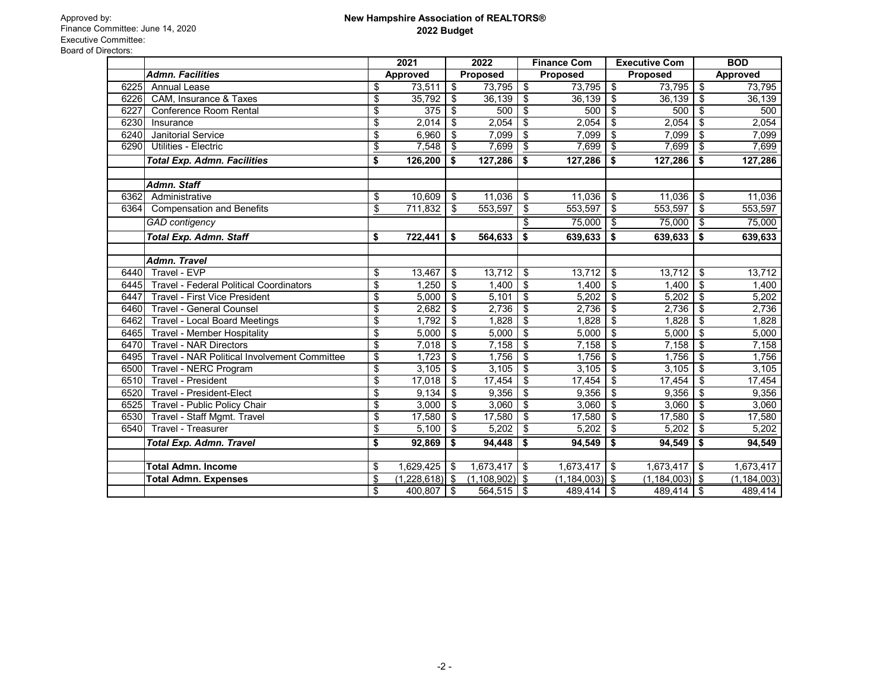Approved by:
Finance Committee: June 14, 2020
Executive Committee:
Board of Directors:

**New Hampshire Association of REALTORS®**
**2022 Budget**

| | | 2021 | 2022 | Finance Com | Executive Com | BOD |
|---|---|---|---|---|---|---|
| | ***Admn. Facilities*** | **Approved** | **Proposed** | **Proposed** | **Proposed** | **Approved** |
| 6225 | Annual Lease | $ 73,511 | $ 73,795 | $ 73,795 | $ 73,795 | $ 73,795 |
| 6226 | CAM, Insurance & Taxes | $ 35,792 | $ 36,139 | $ 36,139 | $ 36,139 | $ 36,139 |
| 6227 | Conference Room Rental | $ 375 | $ 500 | $ 500 | $ 500 | $ 500 |
| 6230 | Insurance | $ 2,014 | $ 2,054 | $ 2,054 | $ 2,054 | $ 2,054 |
| 6240 | Janitorial Service | $ 6,960 | $ 7,099 | $ 7,099 | $ 7,099 | $ 7,099 |
| 6290 | Utilities - Electric | $ 7,548 | $ 7,699 | $ 7,699 | $ 7,699 | $ 7,699 |
| | ***Total Exp. Admn. Facilities*** | **$ 126,200** | **$ 127,286** | **$ 127,286** | **$ 127,286** | **$ 127,286** |
| | | | | | | |
| | ***Admn. Staff*** | | | | | |
| 6362 | Administrative | $ 10,609 | $ 11,036 | $ 11,036 | $ 11,036 | $ 11,036 |
| 6364 | Compensation and Benefits | $ 711,832 | $ 553,597 | $ 553,597 | $ 553,597 | $ 553,597 |
| | *GAD contigency* | | | $ 75,000 | $ 75,000 | $ 75,000 |
| | ***Total Exp. Admn. Staff*** | **$ 722,441** | **$ 564,633** | **$ 639,633** | **$ 639,633** | **$ 639,633** |
| | | | | | | |
| | ***Admn. Travel*** | | | | | |
| 6440 | Travel - EVP | $ 13,467 | $ 13,712 | $ 13,712 | $ 13,712 | $ 13,712 |
| 6445 | Travel - Federal Political Coordinators | $ 1,250 | $ 1,400 | $ 1,400 | $ 1,400 | $ 1,400 |
| 6447 | Travel - First Vice President | $ 5,000 | $ 5,101 | $ 5,202 | $ 5,202 | $ 5,202 |
| 6460 | Travel - General Counsel | $ 2,682 | $ 2,736 | $ 2,736 | $ 2,736 | $ 2,736 |
| 6462 | Travel - Local Board Meetings | $ 1,792 | $ 1,828 | $ 1,828 | $ 1,828 | $ 1,828 |
| 6465 | Travel - Member Hospitality | $ 5,000 | $ 5,000 | $ 5,000 | $ 5,000 | $ 5,000 |
| 6470 | Travel - NAR Directors | $ 7,018 | $ 7,158 | $ 7,158 | $ 7,158 | $ 7,158 |
| 6495 | Travel - NAR Political Involvement Committee | $ 1,723 | $ 1,756 | $ 1,756 | $ 1,756 | $ 1,756 |
| 6500 | Travel - NERC Program | $ 3,105 | $ 3,105 | $ 3,105 | $ 3,105 | $ 3,105 |
| 6510 | Travel - President | $ 17,018 | $ 17,454 | $ 17,454 | $ 17,454 | $ 17,454 |
| 6520 | Travel - President-Elect | $ 9,134 | $ 9,356 | $ 9,356 | $ 9,356 | $ 9,356 |
| 6525 | Travel - Public Policy Chair | $ 3,000 | $ 3,060 | $ 3,060 | $ 3,060 | $ 3,060 |
| 6530 | Travel - Staff Mgmt. Travel | $ 17,580 | $ 17,580 | $ 17,580 | $ 17,580 | $ 17,580 |
| 6540 | Travel - Treasurer | $ 5,100 | $ 5,202 | $ 5,202 | $ 5,202 | $ 5,202 |
| | ***Total Exp. Admn. Travel*** | **$ 92,869** | **$ 94,448** | **$ 94,549** | **$ 94,549** | **$ 94,549** |
| | | | | | | |
| | **Total Admn. Income** | $ 1,629,425 | $ 1,673,417 | $ 1,673,417 | $ 1,673,417 | $ 1,673,417 |
| | **Total Admn. Expenses** | $ (1,228,618) | $ (1,108,902) | $ (1,184,003) | $ (1,184,003) | $ (1,184,003) |
| | | $ 400,807 | $ 564,515 | $ 489,414 | $ 489,414 | $ 489,414 |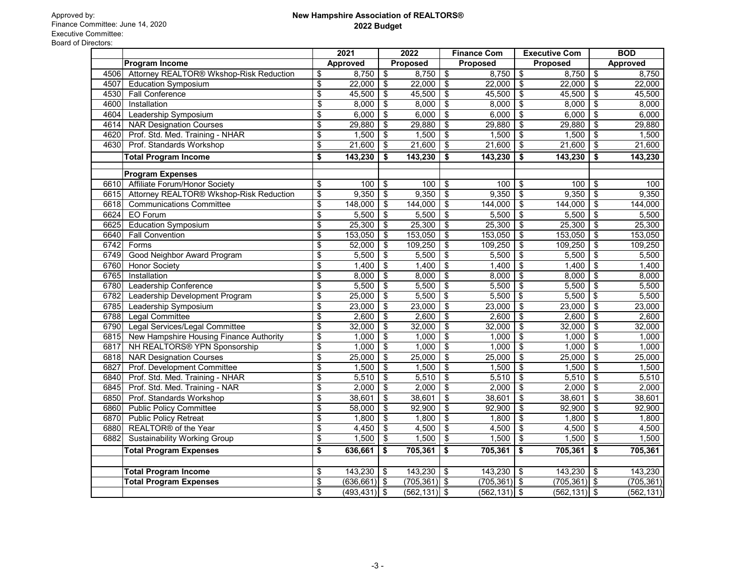Approved by:
Finance Committee: June 14, 2020
Executive Committee:
Board of Directors:

# New Hampshire Association of REALTORS®
## 2022 Budget

| | | 2021 | 2022 | Finance Com | Executive Com | BOD |
|---|---|---|---|---|---|---|
| | **Program Income** | **Approved** | **Proposed** | **Proposed** | **Proposed** | **Approved** |
| 4506 | Attorney REALTOR® Wkshop-Risk Reduction | $ 8,750 | $ 8,750 | $ 8,750 | $ 8,750 | $ 8,750 |
| 4507 | Education Symposium | $ 22,000 | $ 22,000 | $ 22,000 | $ 22,000 | $ 22,000 |
| 4530 | Fall Conference | $ 45,500 | $ 45,500 | $ 45,500 | $ 45,500 | $ 45,500 |
| 4600 | Installation | $ 8,000 | $ 8,000 | $ 8,000 | $ 8,000 | $ 8,000 |
| 4604 | Leadership Symposium | $ 6,000 | $ 6,000 | $ 6,000 | $ 6,000 | $ 6,000 |
| 4614 | NAR Designation Courses | $ 29,880 | $ 29,880 | $ 29,880 | $ 29,880 | $ 29,880 |
| 4620 | Prof. Std. Med. Training - NHAR | $ 1,500 | $ 1,500 | $ 1,500 | $ 1,500 | $ 1,500 |
| 4630 | Prof. Standards Workshop | $ 21,600 | $ 21,600 | $ 21,600 | $ 21,600 | $ 21,600 |
| | **Total Program Income** | **$ 143,230** | **$ 143,230** | **$ 143,230** | **$ 143,230** | **$ 143,230** |
| | | | | | | |
| | **Program Expenses** | | | | | |
| 6610 | Affiliate Forum/Honor Society | $ 100 | $ 100 | $ 100 | $ 100 | $ 100 |
| 6615 | Attorney REALTOR® Wkshop-Risk Reduction | $ 9,350 | $ 9,350 | $ 9,350 | $ 9,350 | $ 9,350 |
| 6618 | Communications Committee | $ 148,000 | $ 144,000 | $ 144,000 | $ 144,000 | $ 144,000 |
| 6624 | EO Forum | $ 5,500 | $ 5,500 | $ 5,500 | $ 5,500 | $ 5,500 |
| 6625 | Education Symposium | $ 25,300 | $ 25,300 | $ 25,300 | $ 25,300 | $ 25,300 |
| 6640 | Fall Convention | $ 153,050 | $ 153,050 | $ 153,050 | $ 153,050 | $ 153,050 |
| 6742 | Forms | $ 52,000 | $ 109,250 | $ 109,250 | $ 109,250 | $ 109,250 |
| 6749 | Good Neighbor Award Program | $ 5,500 | $ 5,500 | $ 5,500 | $ 5,500 | $ 5,500 |
| 6760 | Honor Society | $ 1,400 | $ 1,400 | $ 1,400 | $ 1,400 | $ 1,400 |
| 6765 | Installation | $ 8,000 | $ 8,000 | $ 8,000 | $ 8,000 | $ 8,000 |
| 6780 | Leadership Conference | $ 5,500 | $ 5,500 | $ 5,500 | $ 5,500 | $ 5,500 |
| 6782 | Leadership Development Program | $ 25,000 | $ 5,500 | $ 5,500 | $ 5,500 | $ 5,500 |
| 6785 | Leadership Symposium | $ 23,000 | $ 23,000 | $ 23,000 | $ 23,000 | $ 23,000 |
| 6788 | Legal Committee | $ 2,600 | $ 2,600 | $ 2,600 | $ 2,600 | $ 2,600 |
| 6790 | Legal Services/Legal Committee | $ 32,000 | $ 32,000 | $ 32,000 | $ 32,000 | $ 32,000 |
| 6815 | New Hampshire Housing Finance Authority | $ 1,000 | $ 1,000 | $ 1,000 | $ 1,000 | $ 1,000 |
| 6817 | NH REALTORS® YPN Sponsorship | $ 1,000 | $ 1,000 | $ 1,000 | $ 1,000 | $ 1,000 |
| 6818 | NAR Designation Courses | $ 25,000 | $ 25,000 | $ 25,000 | $ 25,000 | $ 25,000 |
| 6827 | Prof. Development Committee | $ 1,500 | $ 1,500 | $ 1,500 | $ 1,500 | $ 1,500 |
| 6840 | Prof. Std. Med. Training - NHAR | $ 5,510 | $ 5,510 | $ 5,510 | $ 5,510 | $ 5,510 |
| 6845 | Prof. Std. Med. Training - NAR | $ 2,000 | $ 2,000 | $ 2,000 | $ 2,000 | $ 2,000 |
| 6850 | Prof. Standards Workshop | $ 38,601 | $ 38,601 | $ 38,601 | $ 38,601 | $ 38,601 |
| 6860 | Public Policy Committee | $ 58,000 | $ 92,900 | $ 92,900 | $ 92,900 | $ 92,900 |
| 6870 | Public Policy Retreat | $ 1,800 | $ 1,800 | $ 1,800 | $ 1,800 | $ 1,800 |
| 6880 | REALTOR® of the Year | $ 4,450 | $ 4,500 | $ 4,500 | $ 4,500 | $ 4,500 |
| 6882 | Sustainability Working Group | $ 1,500 | $ 1,500 | $ 1,500 | $ 1,500 | $ 1,500 |
| | **Total Program Expenses** | **$ 636,661** | **$ 705,361** | **$ 705,361** | **$ 705,361** | **$ 705,361** |
| | | | | | | |
| | **Total Program Income** | $ 143,230 | $ 143,230 | $ 143,230 | $ 143,230 | $ 143,230 |
| | **Total Program Expenses** | $ (636,661) | $ (705,361) | $ (705,361) | $ (705,361) | $ (705,361) |
| | | $ (493,431) | $ (562,131) | $ (562,131) | $ (562,131) | $ (562,131) |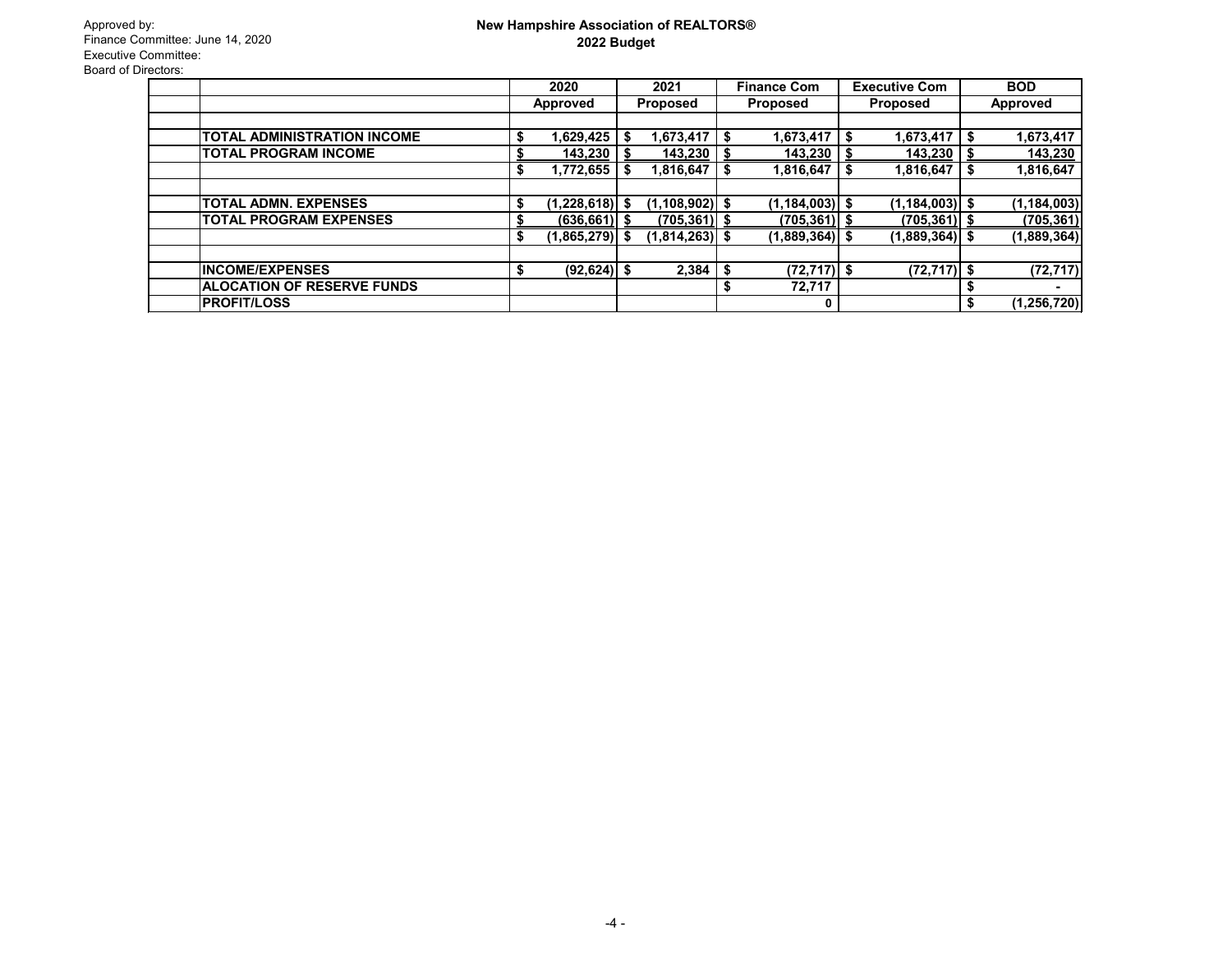Approved by:
Finance Committee: June 14, 2020
Executive Committee:
Board of Directors:

**New Hampshire Association of REALTORS®**
**2022 Budget**

| | 2020 Approved | 2021 Proposed | Finance Com Proposed | Executive Com Proposed | BOD Approved |
|---|---|---|---|---|---|
| | | | | | |
| **TOTAL ADMINISTRATION INCOME** | $ 1,629,425 | $ 1,673,417 | $ 1,673,417 | $ 1,673,417 | $ 1,673,417 |
| **TOTAL PROGRAM INCOME** | $ 143,230 | $ 143,230 | $ 143,230 | $ 143,230 | $ 143,230 |
| | $ 1,772,655 | $ 1,816,647 | $ 1,816,647 | $ 1,816,647 | $ 1,816,647 |
| | | | | | |
| **TOTAL ADMN. EXPENSES** | $ (1,228,618) | $ (1,108,902) | $ (1,184,003) | $ (1,184,003) | $ (1,184,003) |
| **TOTAL PROGRAM EXPENSES** | $ (636,661) | $ (705,361) | $ (705,361) | $ (705,361) | $ (705,361) |
| | $ (1,865,279) | $ (1,814,263) | $ (1,889,364) | $ (1,889,364) | $ (1,889,364) |
| | | | | | |
| **INCOME/EXPENSES** | $ (92,624) | $ 2,384 | $ (72,717) | $ (72,717) | $ (72,717) |
| **ALOCATION OF RESERVE FUNDS** | | | $ 72,717 | | $ - |
| **PROFIT/LOSS** | | | 0 | | $ (1,256,720) |